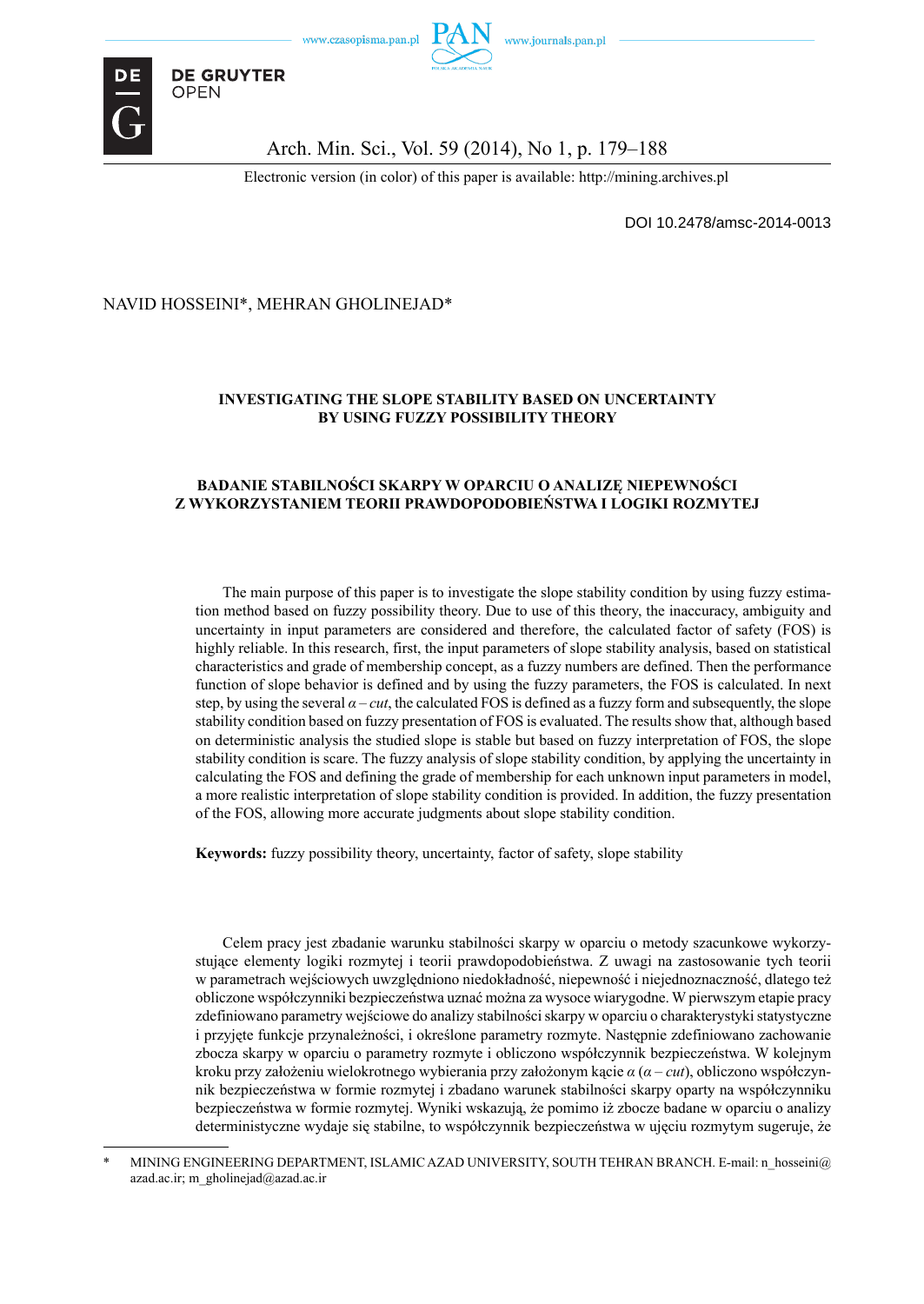Electronic version (in color) of this paper is available: http://mining.archives.pl

DOI 10.2478/amsc-2014-0013

NAVID HOSSEINI*, MEHRAN GHOLINEJAD*

# INVESTIGATING THE SLOPE STABILITY BASED ON UNCERTAINTY BY USING FUZZY POSSIBILITY THEORY

# BADANIE STABILNOŚCI SKARPY W OPARCIU O ANALIZĘ NIEPEWNOŚCI Z WYKORZYSTANIEM TEORII PRAWDOPODOBIEŃSTWA I LOGIKI ROZMYTEJ

The main purpose of this paper is to investigate the slope stability condition by using fuzzy estimation method based on fuzzy possibility theory. Due to use of this theory, the inaccuracy, ambiguity and uncertainty in input parameters are considered and therefore, the calculated factor of safety (FOS) is highly reliable. In this research, first, the input parameters of slope stability analysis, based on statistical characteristics and grade of membership concept, as a fuzzy numbers are defined. Then the performance function of slope behavior is defined and by using the fuzzy parameters, the FOS is calculated. In next step, by using the several *α – cut*, the calculated FOS is defined as a fuzzy form and subsequently, the slope stability condition based on fuzzy presentation of FOS is evaluated. The results show that, although based on deterministic analysis the studied slope is stable but based on fuzzy interpretation of FOS, the slope stability condition is scare. The fuzzy analysis of slope stability condition, by applying the uncertainty in calculating the FOS and defining the grade of membership for each unknown input parameters in model, a more realistic interpretation of slope stability condition is provided. In addition, the fuzzy presentation of the FOS, allowing more accurate judgments about slope stability condition.

**Keywords:** fuzzy possibility theory, uncertainty, factor of safety, slope stability

Celem pracy jest zbadanie warunku stabilności skarpy w oparciu o metody szacunkowe wykorzystujące elementy logiki rozmytej i teorii prawdopodobieństwa. Z uwagi na zastosowanie tych teorii w parametrach wejściowych uwzględniono niedokładność, niepewność i niejednoznaczność, dlatego też obliczone współczynniki bezpieczeństwa uznać można za wysoce wiarygodne. W pierwszym etapie pracy zdefiniowano parametry wejściowe do analizy stabilności skarpy w oparciu o charakterystyki statystyczne i przyjęte funkcje przynależności, i określone parametry rozmyte. Następnie zdefiniowano zachowanie zbocza skarpy w oparciu o parametry rozmyte i obliczono współczynnik bezpieczeństwa. W kolejnym kroku przy założeniu wielokrotnego wybierania przy założonym kącie *α* (*α – cut*), obliczono współczynnik bezpieczeństwa w formie rozmytej i zbadano warunek stabilności skarpy oparty na współczynniku bezpieczeństwa w formie rozmytej. Wyniki wskazują, że pomimo iż zbocze badane w oparciu o analizy deterministyczne wydaje się stabilne, to współczynnik bezpieczeństwa w ujęciu rozmytym sugeruje, że

\* MINING ENGINEERING DEPARTMENT, ISLAMIC AZAD UNIVERSITY, SOUTH TEHRAN BRANCH. E-mail: n_hosseini@azad.ac.ir; m_gholinejad@azad.ac.ir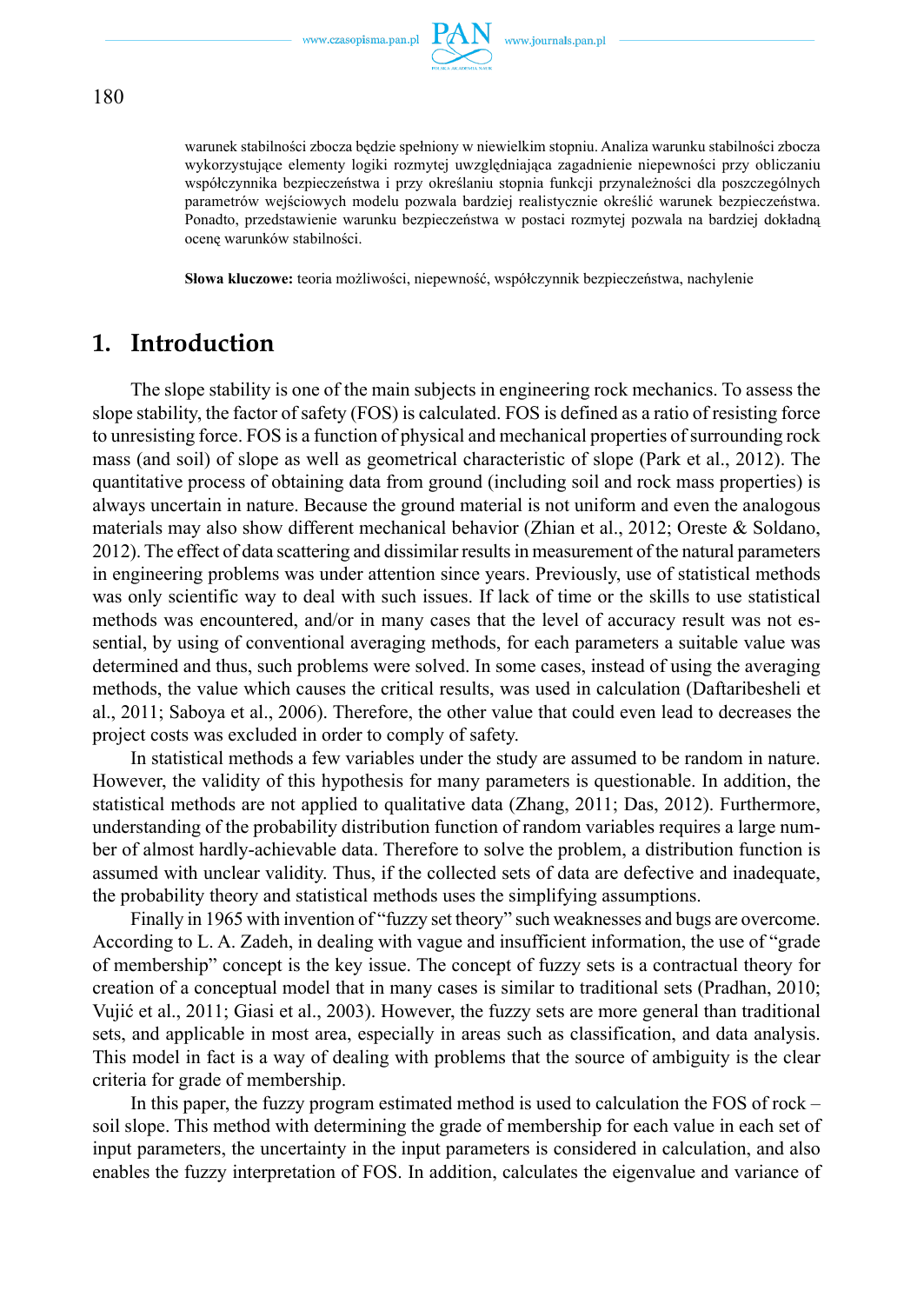warunek stabilności zbocza będzie spełniony w niewielkim stopniu. Analiza warunku stabilności zbocza wykorzystujące elementy logiki rozmytej uwzględniająca zagadnienie niepewności przy obliczaniu współczynnika bezpieczeństwa i przy określaniu stopnia funkcji przynależności dla poszczególnych parametrów wejściowych modelu pozwala bardziej realistycznie określić warunek bezpieczeństwa. Ponadto, przedstawienie warunku bezpieczeństwa w postaci rozmytej pozwala na bardziej dokładną ocenę warunków stabilności.

**Słowa kluczowe:** teoria możliwości, niepewność, współczynnik bezpieczeństwa, nachylenie

## 1. Introduction

The slope stability is one of the main subjects in engineering rock mechanics. To assess the slope stability, the factor of safety (FOS) is calculated. FOS is defined as a ratio of resisting force to unresisting force. FOS is a function of physical and mechanical properties of surrounding rock mass (and soil) of slope as well as geometrical characteristic of slope (Park et al., 2012). The quantitative process of obtaining data from ground (including soil and rock mass properties) is always uncertain in nature. Because the ground material is not uniform and even the analogous materials may also show different mechanical behavior (Zhian et al., 2012; Oreste & Soldano, 2012). The effect of data scattering and dissimilar results in measurement of the natural parameters in engineering problems was under attention since years. Previously, use of statistical methods was only scientific way to deal with such issues. If lack of time or the skills to use statistical methods was encountered, and/or in many cases that the level of accuracy result was not essential, by using of conventional averaging methods, for each parameters a suitable value was determined and thus, such problems were solved. In some cases, instead of using the averaging methods, the value which causes the critical results, was used in calculation (Daftaribesheli et al., 2011; Saboya et al., 2006). Therefore, the other value that could even lead to decreases the project costs was excluded in order to comply of safety.

In statistical methods a few variables under the study are assumed to be random in nature. However, the validity of this hypothesis for many parameters is questionable. In addition, the statistical methods are not applied to qualitative data (Zhang, 2011; Das, 2012). Furthermore, understanding of the probability distribution function of random variables requires a large number of almost hardly-achievable data. Therefore to solve the problem, a distribution function is assumed with unclear validity. Thus, if the collected sets of data are defective and inadequate, the probability theory and statistical methods uses the simplifying assumptions.

Finally in 1965 with invention of "fuzzy set theory" such weaknesses and bugs are overcome. According to L. A. Zadeh, in dealing with vague and insufficient information, the use of "grade of membership" concept is the key issue. The concept of fuzzy sets is a contractual theory for creation of a conceptual model that in many cases is similar to traditional sets (Pradhan, 2010; Vujić et al., 2011; Giasi et al., 2003). However, the fuzzy sets are more general than traditional sets, and applicable in most area, especially in areas such as classification, and data analysis. This model in fact is a way of dealing with problems that the source of ambiguity is the clear criteria for grade of membership.

In this paper, the fuzzy program estimated method is used to calculation the FOS of rock – soil slope. This method with determining the grade of membership for each value in each set of input parameters, the uncertainty in the input parameters is considered in calculation, and also enables the fuzzy interpretation of FOS. In addition, calculates the eigenvalue and variance of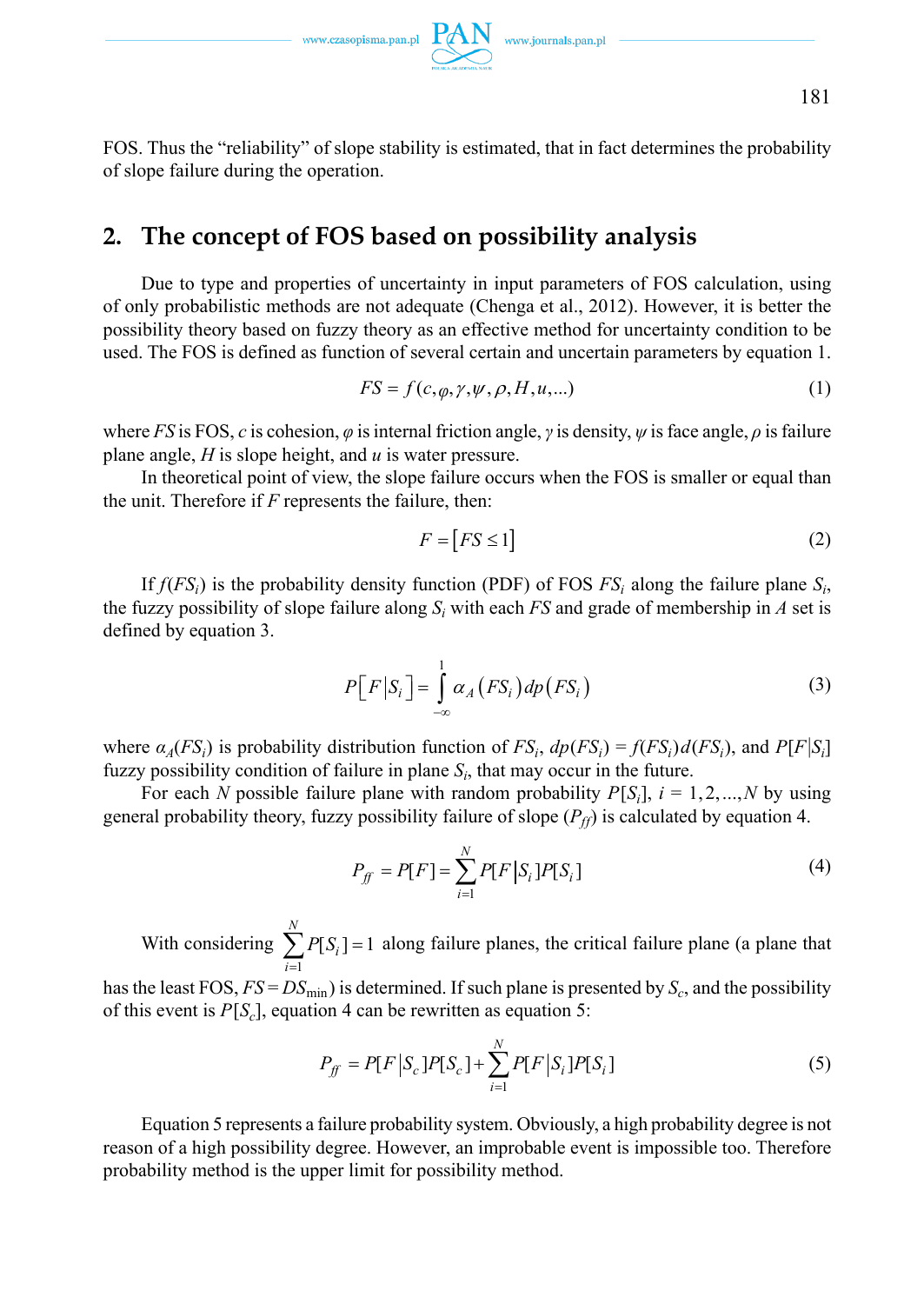FOS. Thus the "reliability" of slope stability is estimated, that in fact determines the probability of slope failure during the operation.

## 2. The concept of FOS based on possibility analysis

Due to type and properties of uncertainty in input parameters of FOS calculation, using of only probabilistic methods are not adequate (Chenga et al., 2012). However, it is better the possibility theory based on fuzzy theory as an effective method for uncertainty condition to be used. The FOS is defined as function of several certain and uncertain parameters by equation 1.

$$FS = f(c, \varphi, \gamma, \psi, \rho, H, u, ...) \tag{1}$$

where $FS$ is FOS, $c$ is cohesion, $\varphi$ is internal friction angle, $\gamma$ is density, $\psi$ is face angle, $\rho$ is failure plane angle, $H$ is slope height, and $u$ is water pressure.

In theoretical point of view, the slope failure occurs when the FOS is smaller or equal than the unit. Therefore if $F$ represents the failure, then:

$$F = [FS \leq 1] \tag{2}$$

If $f(FS_i)$ is the probability density function (PDF) of FOS $FS_i$ along the failure plane $S_i$, the fuzzy possibility of slope failure along $S_i$ with each $FS$ and grade of membership in $A$ set is defined by equation 3.

$$P[F|S_i] = \int_{-\infty}^{1} \alpha_A(FS_i)\, dp(FS_i) \tag{3}$$

where $\alpha_A(FS_i)$ is probability distribution function of $FS_i$, $dp(FS_i) = f(FS_i)d(FS_i)$, and $P[F|S_i]$ fuzzy possibility condition of failure in plane $S_i$, that may occur in the future.

For each $N$ possible failure plane with random probability $P[S_i]$, $i = 1, 2, ..., N$ by using general probability theory, fuzzy possibility failure of slope ($P_{ff}$) is calculated by equation 4.

$$P_{ff} = P[F] = \sum_{i=1}^{N} P[F|S_i]P[S_i] \tag{4}$$

With considering $\sum_{i=1}^{N} P[S_i] = 1$ along failure planes, the critical failure plane (a plane that has the least FOS, $FS = DS_{\min}$) is determined. If such plane is presented by $S_c$, and the possibility of this event is $P[S_c]$, equation 4 can be rewritten as equation 5:

$$P_{ff} = P[F|S_c]P[S_c] + \sum_{i=1}^{N} P[F|S_i]P[S_i] \tag{5}$$

Equation 5 represents a failure probability system. Obviously, a high probability degree is not reason of a high possibility degree. However, an improbable event is impossible too. Therefore probability method is the upper limit for possibility method.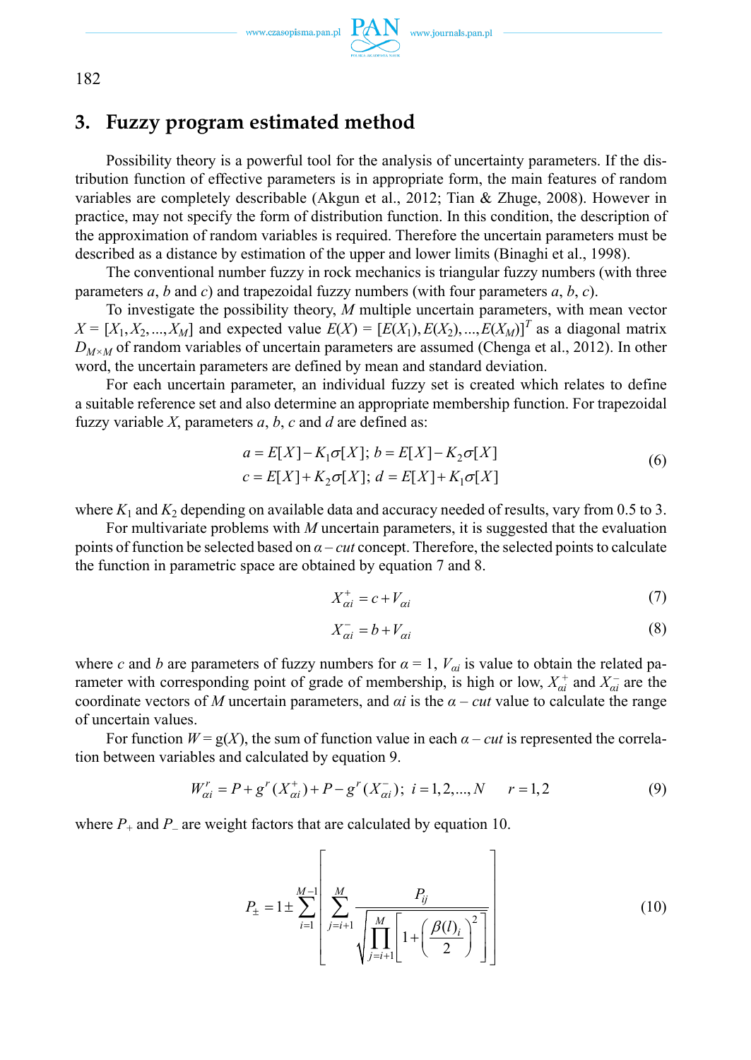## 3. Fuzzy program estimated method

Possibility theory is a powerful tool for the analysis of uncertainty parameters. If the distribution function of effective parameters is in appropriate form, the main features of random variables are completely describable (Akgun et al., 2012; Tian & Zhuge, 2008). However in practice, may not specify the form of distribution function. In this condition, the description of the approximation of random variables is required. Therefore the uncertain parameters must be described as a distance by estimation of the upper and lower limits (Binaghi et al., 1998).

The conventional number fuzzy in rock mechanics is triangular fuzzy numbers (with three parameters *a*, *b* and *c*) and trapezoidal fuzzy numbers (with four parameters *a*, *b*, *c*).

To investigate the possibility theory, $M$ multiple uncertain parameters, with mean vector $X = [X_1, X_2, ..., X_M]$ and expected value $E(X) = [E(X_1), E(X_2), ..., E(X_M)]^T$ as a diagonal matrix $D_{M \times M}$ of random variables of uncertain parameters are assumed (Chenga et al., 2012). In other word, the uncertain parameters are defined by mean and standard deviation.

For each uncertain parameter, an individual fuzzy set is created which relates to define a suitable reference set and also determine an appropriate membership function. For trapezoidal fuzzy variable $X$, parameters $a$, $b$, $c$ and $d$ are defined as:

$$a = E[X] - K_1\sigma[X];\ b = E[X] - K_2\sigma[X]$$
$$c = E[X] + K_2\sigma[X];\ d = E[X] + K_1\sigma[X] \tag{6}$$

where $K_1$ and $K_2$ depending on available data and accuracy needed of results, vary from 0.5 to 3.

For multivariate problems with $M$ uncertain parameters, it is suggested that the evaluation points of function be selected based on $\alpha$ – *cut* concept. Therefore, the selected points to calculate the function in parametric space are obtained by equation 7 and 8.

$$X_{\alpha i}^{+} = c + V_{\alpha i} \tag{7}$$

$$X_{\alpha i}^{-} = b + V_{\alpha i} \tag{8}$$

where $c$ and $b$ are parameters of fuzzy numbers for $\alpha = 1$, $V_{\alpha i}$ is value to obtain the related parameter with corresponding point of grade of membership, is high or low, $X_{\alpha i}^{+}$ and $X_{\alpha i}^{-}$ are the coordinate vectors of $M$ uncertain parameters, and $\alpha i$ is the $\alpha$ – *cut* value to calculate the range of uncertain values.

For function $W = g(X)$, the sum of function value in each $\alpha$ – *cut* is represented the correlation between variables and calculated by equation 9.

$$W_{\alpha i}^{r} = P + g^{r}(X_{\alpha i}^{+}) + P - g^{r}(X_{\alpha i}^{-});\ i = 1, 2, ..., N \qquad r = 1, 2 \tag{9}$$

where $P_+$ and $P_-$ are weight factors that are calculated by equation 10.

$$P_{\pm} = 1 \pm \sum_{i=1}^{M-1} \left[ \sum_{j=i+1}^{M} \frac{P_{ij}}{\sqrt{\prod_{j=i+1}^{M} \left[ 1 + \left( \frac{\beta(l)_i}{2} \right)^2 \right]}} \right] \tag{10}$$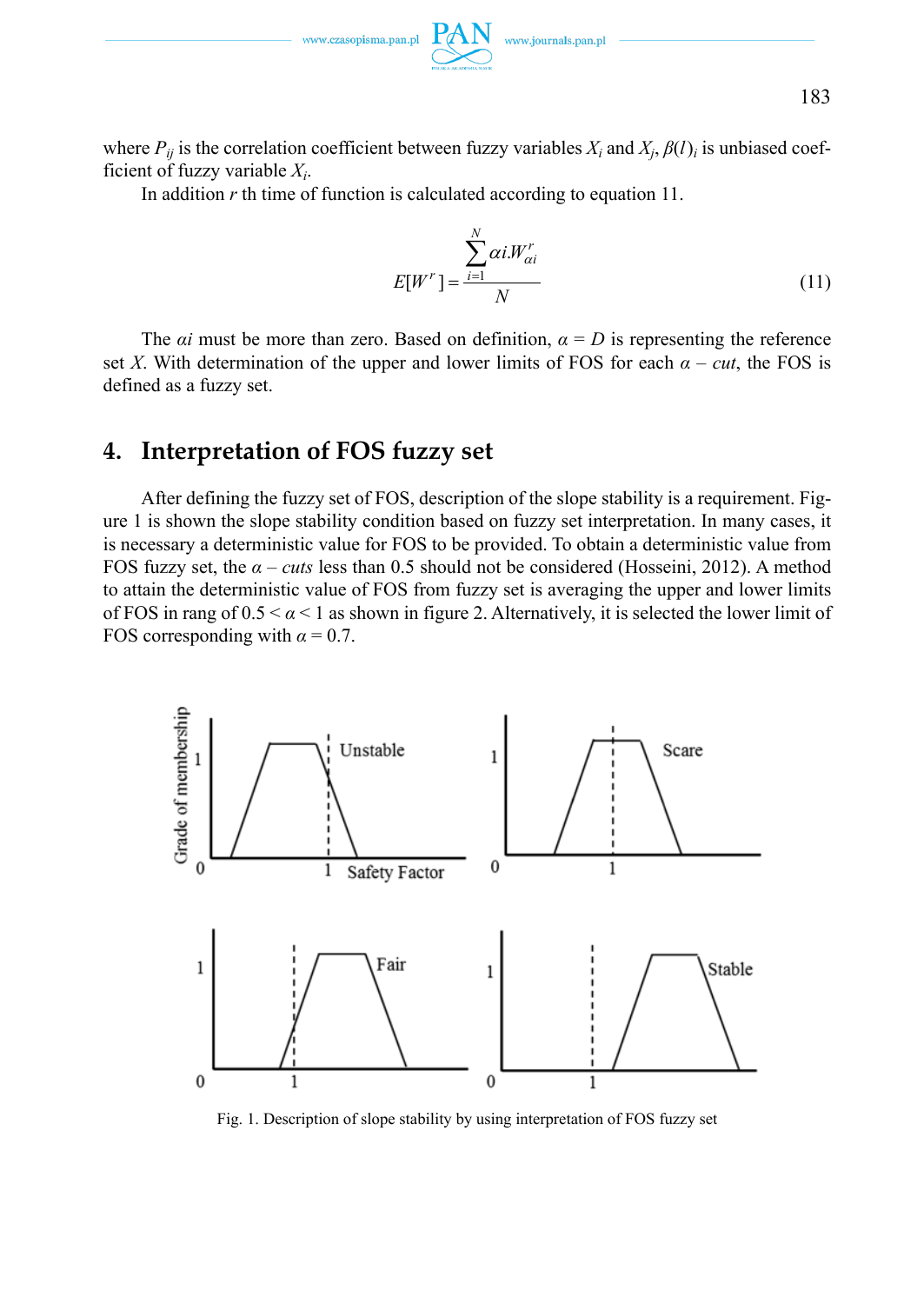where $P_{ij}$ is the correlation coefficient between fuzzy variables $X_i$ and $X_j$, $\beta(l)_i$ is unbiased coefficient of fuzzy variable $X_i$.

In addition $r$ th time of function is calculated according to equation 11.

$$E[W^r] = \frac{\sum_{i=1}^{N} \alpha i.W_{\alpha i}^r}{N} \tag{11}$$

The $\alpha i$ must be more than zero. Based on definition, $\alpha = D$ is representing the reference set $X$. With determination of the upper and lower limits of FOS for each $\alpha - cut$, the FOS is defined as a fuzzy set.

## 4. Interpretation of FOS fuzzy set

After defining the fuzzy set of FOS, description of the slope stability is a requirement. Figure 1 is shown the slope stability condition based on fuzzy set interpretation. In many cases, it is necessary a deterministic value for FOS to be provided. To obtain a deterministic value from FOS fuzzy set, the $\alpha - cuts$ less than 0.5 should not be considered (Hosseini, 2012). A method to attain the deterministic value of FOS from fuzzy set is averaging the upper and lower limits of FOS in rang of $0.5 < \alpha < 1$ as shown in figure 2. Alternatively, it is selected the lower limit of FOS corresponding with $\alpha = 0.7$.

Fig. 1. Description of slope stability by using interpretation of FOS fuzzy set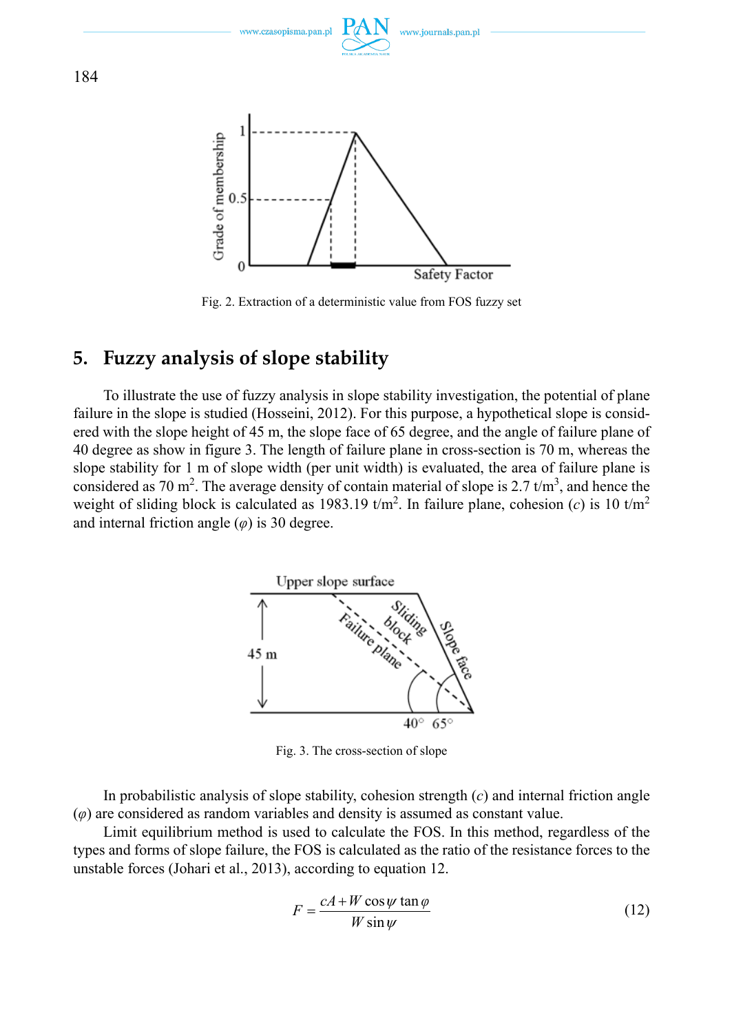Fig. 2. Extraction of a deterministic value from FOS fuzzy set

## 5. Fuzzy analysis of slope stability

To illustrate the use of fuzzy analysis in slope stability investigation, the potential of plane failure in the slope is studied (Hosseini, 2012). For this purpose, a hypothetical slope is considered with the slope height of 45 m, the slope face of 65 degree, and the angle of failure plane of 40 degree as show in figure 3. The length of failure plane in cross-section is 70 m, whereas the slope stability for 1 m of slope width (per unit width) is evaluated, the area of failure plane is considered as 70 $m^2$. The average density of contain material of slope is 2.7 t/$m^3$, and hence the weight of sliding block is calculated as 1983.19 t/$m^2$. In failure plane, cohesion ($c$) is 10 t/$m^2$ and internal friction angle ($\varphi$) is 30 degree.

Fig. 3. The cross-section of slope

In probabilistic analysis of slope stability, cohesion strength ($c$) and internal friction angle ($\varphi$) are considered as random variables and density is assumed as constant value.

Limit equilibrium method is used to calculate the FOS. In this method, regardless of the types and forms of slope failure, the FOS is calculated as the ratio of the resistance forces to the unstable forces (Johari et al., 2013), according to equation 12.

$$F = \frac{cA + W\cos\psi\tan\varphi}{W\sin\psi} \tag{12}$$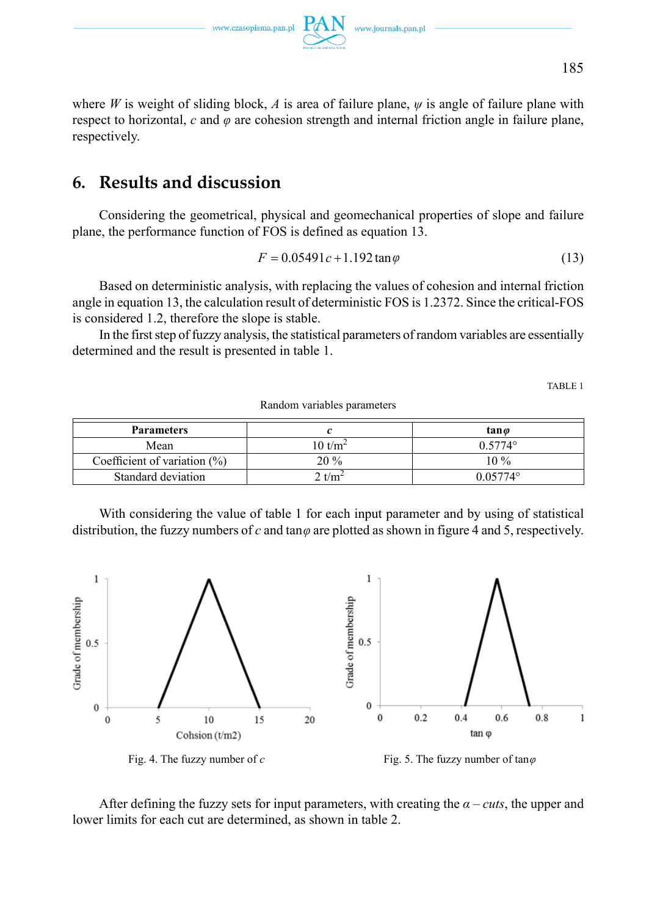where $W$ is weight of sliding block, $A$ is area of failure plane, $\psi$ is angle of failure plane with respect to horizontal, $c$ and $\varphi$ are cohesion strength and internal friction angle in failure plane, respectively.

## 6. Results and discussion

Considering the geometrical, physical and geomechanical properties of slope and failure plane, the performance function of FOS is defined as equation 13.

$$F = 0.05491c + 1.192\tan\varphi \tag{13}$$

Based on deterministic analysis, with replacing the values of cohesion and internal friction angle in equation 13, the calculation result of deterministic FOS is 1.2372. Since the critical-FOS is considered 1.2, therefore the slope is stable.

In the first step of fuzzy analysis, the statistical parameters of random variables are essentially determined and the result is presented in table 1.

TABLE 1

Random variables parameters

| Parameters | $c$ | $\tan\varphi$ |
|---|---|---|
| Mean | 10 t/m$^2$ | 0.5774° |
| Coefficient of variation (%) | 20 % | 10 % |
| Standard deviation | 2 t/m$^2$ | 0.05774° |

With considering the value of table 1 for each input parameter and by using of statistical distribution, the fuzzy numbers of $c$ and $\tan\varphi$ are plotted as shown in figure 4 and 5, respectively.

Fig. 4. The fuzzy number of $c$

Fig. 5. The fuzzy number of $\tan\varphi$

After defining the fuzzy sets for input parameters, with creating the $\alpha - cuts$, the upper and lower limits for each cut are determined, as shown in table 2.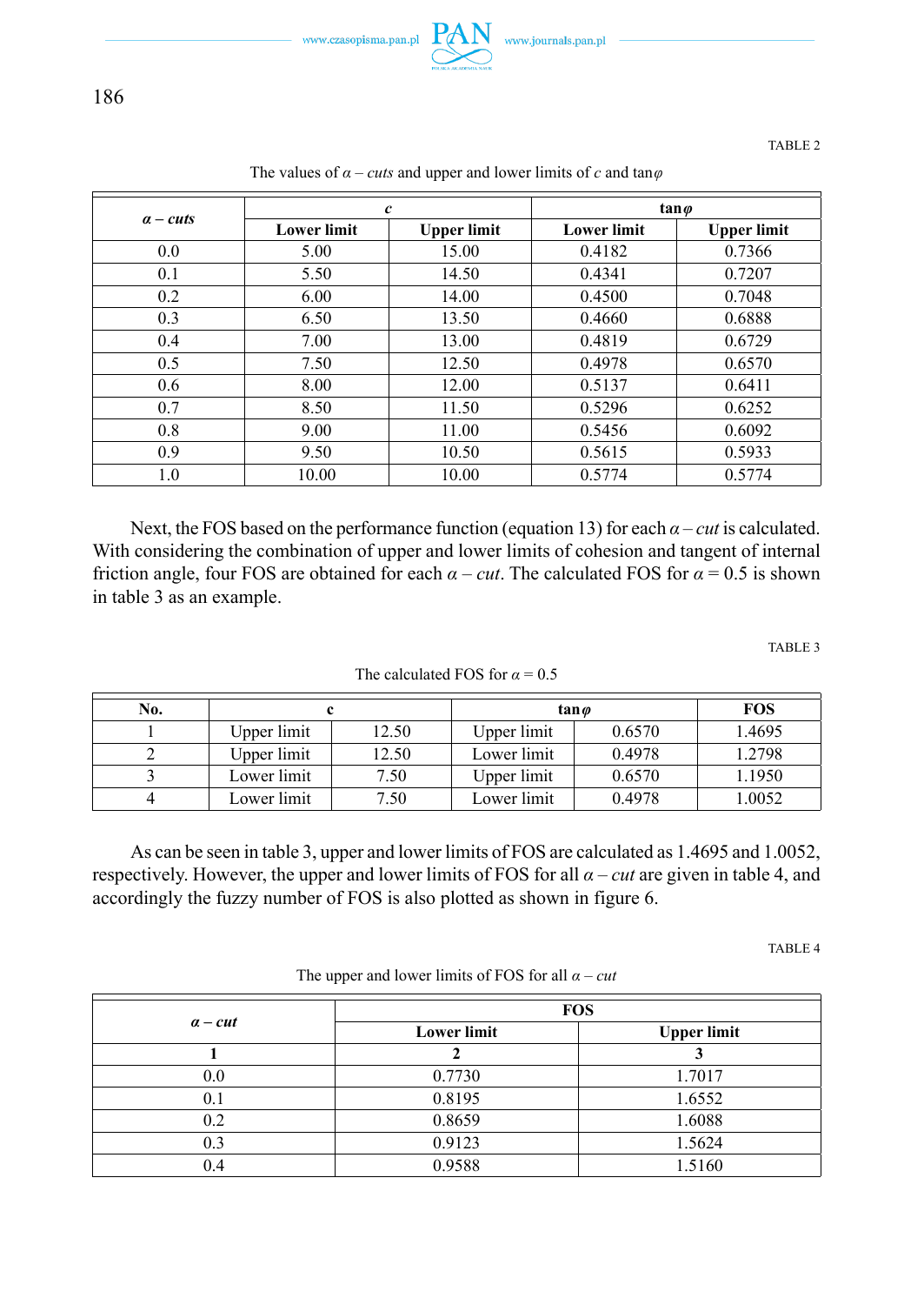TABLE 2

The values of $\alpha$ – *cuts* and upper and lower limits of $c$ and $\tan\varphi$

| $\alpha$ – *cuts* | $c$ | | $\tan\varphi$ | |
|---|---|---|---|---|
| | **Lower limit** | **Upper limit** | **Lower limit** | **Upper limit** |
| 0.0 | 5.00 | 15.00 | 0.4182 | 0.7366 |
| 0.1 | 5.50 | 14.50 | 0.4341 | 0.7207 |
| 0.2 | 6.00 | 14.00 | 0.4500 | 0.7048 |
| 0.3 | 6.50 | 13.50 | 0.4660 | 0.6888 |
| 0.4 | 7.00 | 13.00 | 0.4819 | 0.6729 |
| 0.5 | 7.50 | 12.50 | 0.4978 | 0.6570 |
| 0.6 | 8.00 | 12.00 | 0.5137 | 0.6411 |
| 0.7 | 8.50 | 11.50 | 0.5296 | 0.6252 |
| 0.8 | 9.00 | 11.00 | 0.5456 | 0.6092 |
| 0.9 | 9.50 | 10.50 | 0.5615 | 0.5933 |
| 1.0 | 10.00 | 10.00 | 0.5774 | 0.5774 |

Next, the FOS based on the performance function (equation 13) for each $\alpha$ – *cut* is calculated. With considering the combination of upper and lower limits of cohesion and tangent of internal friction angle, four FOS are obtained for each $\alpha$ – *cut*. The calculated FOS for $\alpha = 0.5$ is shown in table 3 as an example.

TABLE 3

The calculated FOS for $\alpha = 0.5$

| No. | c | | $\tan\varphi$ | | FOS |
|---|---|---|---|---|---|
| 1 | Upper limit | 12.50 | Upper limit | 0.6570 | 1.4695 |
| 2 | Upper limit | 12.50 | Lower limit | 0.4978 | 1.2798 |
| 3 | Lower limit | 7.50 | Upper limit | 0.6570 | 1.1950 |
| 4 | Lower limit | 7.50 | Lower limit | 0.4978 | 1.0052 |

As can be seen in table 3, upper and lower limits of FOS are calculated as 1.4695 and 1.0052, respectively. However, the upper and lower limits of FOS for all $\alpha$ – *cut* are given in table 4, and accordingly the fuzzy number of FOS is also plotted as shown in figure 6.

TABLE 4

The upper and lower limits of FOS for all $\alpha$ – *cut*

| $\alpha$ – *cut* | FOS | |
|---|---|---|
| | **Lower limit** | **Upper limit** |
| **1** | **2** | **3** |
| 0.0 | 0.7730 | 1.7017 |
| 0.1 | 0.8195 | 1.6552 |
| 0.2 | 0.8659 | 1.6088 |
| 0.3 | 0.9123 | 1.5624 |
| 0.4 | 0.9588 | 1.5160 |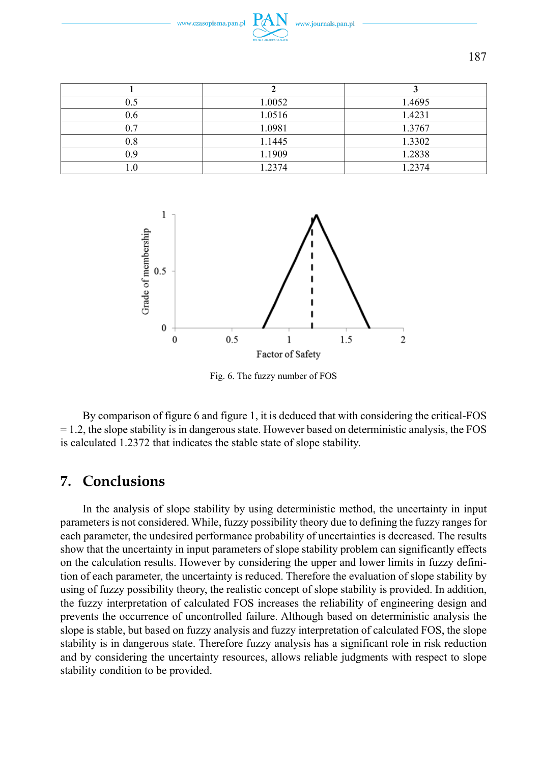| 1 | 2 | 3 |
|---|---|---|
| 0.5 | 1.0052 | 1.4695 |
| 0.6 | 1.0516 | 1.4231 |
| 0.7 | 1.0981 | 1.3767 |
| 0.8 | 1.1445 | 1.3302 |
| 0.9 | 1.1909 | 1.2838 |
| 1.0 | 1.2374 | 1.2374 |

Fig. 6. The fuzzy number of FOS

By comparison of figure 6 and figure 1, it is deduced that with considering the critical-FOS = 1.2, the slope stability is in dangerous state. However based on deterministic analysis, the FOS is calculated 1.2372 that indicates the stable state of slope stability.

## 7. Conclusions

In the analysis of slope stability by using deterministic method, the uncertainty in input parameters is not considered. While, fuzzy possibility theory due to defining the fuzzy ranges for each parameter, the undesired performance probability of uncertainties is decreased. The results show that the uncertainty in input parameters of slope stability problem can significantly effects on the calculation results. However by considering the upper and lower limits in fuzzy definition of each parameter, the uncertainty is reduced. Therefore the evaluation of slope stability by using of fuzzy possibility theory, the realistic concept of slope stability is provided. In addition, the fuzzy interpretation of calculated FOS increases the reliability of engineering design and prevents the occurrence of uncontrolled failure. Although based on deterministic analysis the slope is stable, but based on fuzzy analysis and fuzzy interpretation of calculated FOS, the slope stability is in dangerous state. Therefore fuzzy analysis has a significant role in risk reduction and by considering the uncertainty resources, allows reliable judgments with respect to slope stability condition to be provided.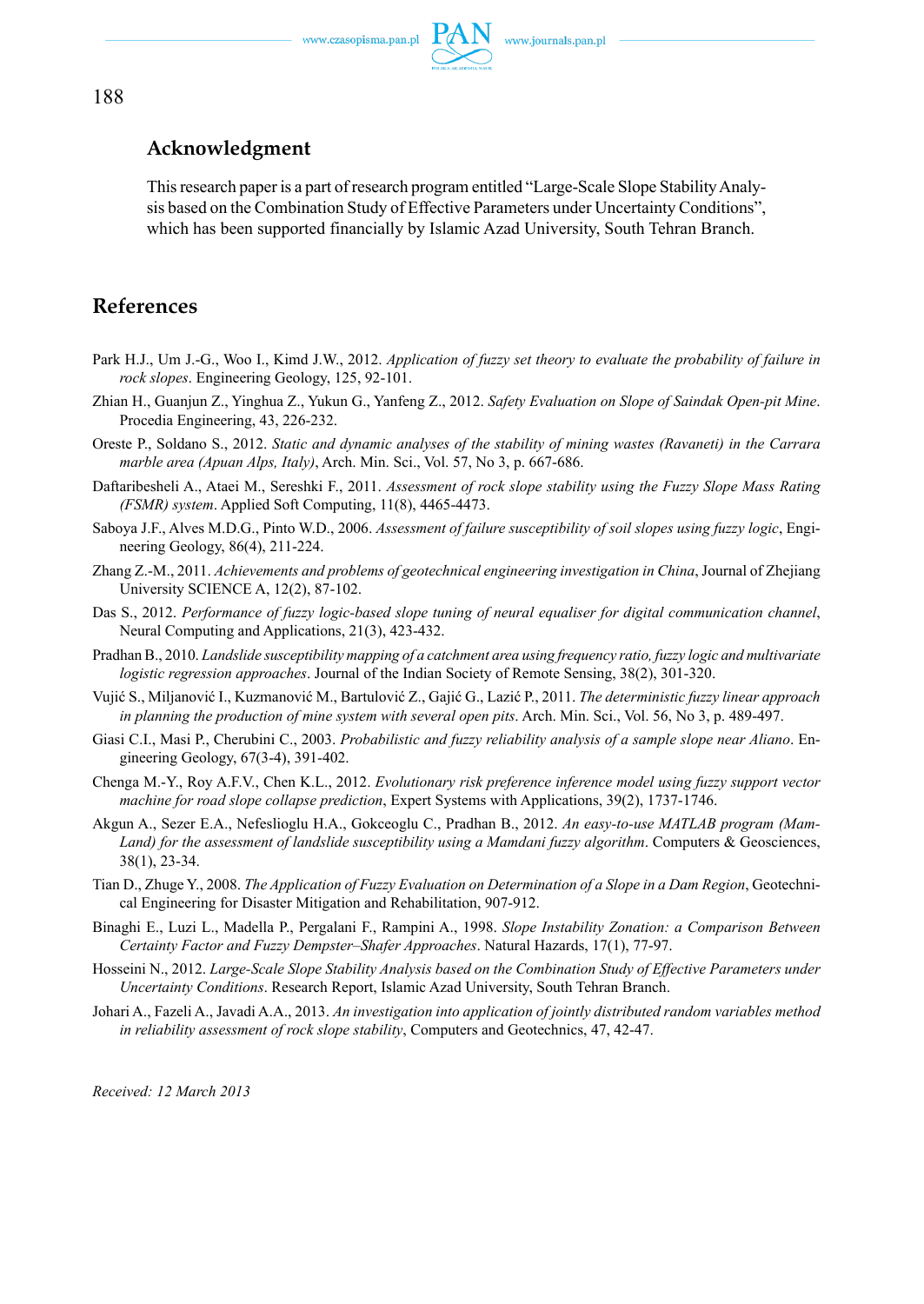## Acknowledgment

This research paper is a part of research program entitled "Large-Scale Slope Stability Analysis based on the Combination Study of Effective Parameters under Uncertainty Conditions", which has been supported financially by Islamic Azad University, South Tehran Branch.

## References

Park H.J., Um J.-G., Woo I., Kimd J.W., 2012. *Application of fuzzy set theory to evaluate the probability of failure in rock slopes*. Engineering Geology, 125, 92-101.

Zhian H., Guanjun Z., Yinghua Z., Yukun G., Yanfeng Z., 2012. *Safety Evaluation on Slope of Saindak Open-pit Mine*. Procedia Engineering, 43, 226-232.

Oreste P., Soldano S., 2012. *Static and dynamic analyses of the stability of mining wastes (Ravaneti) in the Carrara marble area (Apuan Alps, Italy)*, Arch. Min. Sci., Vol. 57, No 3, p. 667-686.

Daftaribesheli A., Ataei M., Sereshki F., 2011. *Assessment of rock slope stability using the Fuzzy Slope Mass Rating (FSMR) system*. Applied Soft Computing, 11(8), 4465-4473.

Saboya J.F., Alves M.D.G., Pinto W.D., 2006. *Assessment of failure susceptibility of soil slopes using fuzzy logic*, Engineering Geology, 86(4), 211-224.

Zhang Z.-M., 2011. *Achievements and problems of geotechnical engineering investigation in China*, Journal of Zhejiang University SCIENCE A, 12(2), 87-102.

Das S., 2012. *Performance of fuzzy logic-based slope tuning of neural equaliser for digital communication channel*, Neural Computing and Applications, 21(3), 423-432.

Pradhan B., 2010. *Landslide susceptibility mapping of a catchment area using frequency ratio, fuzzy logic and multivariate logistic regression approaches*. Journal of the Indian Society of Remote Sensing, 38(2), 301-320.

Vujić S., Miljanović I., Kuzmanović M., Bartulović Z., Gajić G., Lazić P., 2011. *The deterministic fuzzy linear approach in planning the production of mine system with several open pits*. Arch. Min. Sci., Vol. 56, No 3, p. 489-497.

Giasi C.I., Masi P., Cherubini C., 2003. *Probabilistic and fuzzy reliability analysis of a sample slope near Aliano*. Engineering Geology, 67(3-4), 391-402.

Chenga M.-Y., Roy A.F.V., Chen K.L., 2012. *Evolutionary risk preference inference model using fuzzy support vector machine for road slope collapse prediction*, Expert Systems with Applications, 39(2), 1737-1746.

Akgun A., Sezer E.A., Nefeslioglu H.A., Gokceoglu C., Pradhan B., 2012. *An easy-to-use MATLAB program (MamLand) for the assessment of landslide susceptibility using a Mamdani fuzzy algorithm*. Computers & Geosciences, 38(1), 23-34.

Tian D., Zhuge Y., 2008. *The Application of Fuzzy Evaluation on Determination of a Slope in a Dam Region*, Geotechnical Engineering for Disaster Mitigation and Rehabilitation, 907-912.

Binaghi E., Luzi L., Madella P., Pergalani F., Rampini A., 1998. *Slope Instability Zonation: a Comparison Between Certainty Factor and Fuzzy Dempster–Shafer Approaches*. Natural Hazards, 17(1), 77-97.

Hosseini N., 2012. *Large-Scale Slope Stability Analysis based on the Combination Study of Effective Parameters under Uncertainty Conditions*. Research Report, Islamic Azad University, South Tehran Branch.

Johari A., Fazeli A., Javadi A.A., 2013. *An investigation into application of jointly distributed random variables method in reliability assessment of rock slope stability*, Computers and Geotechnics, 47, 42-47.

*Received: 12 March 2013*